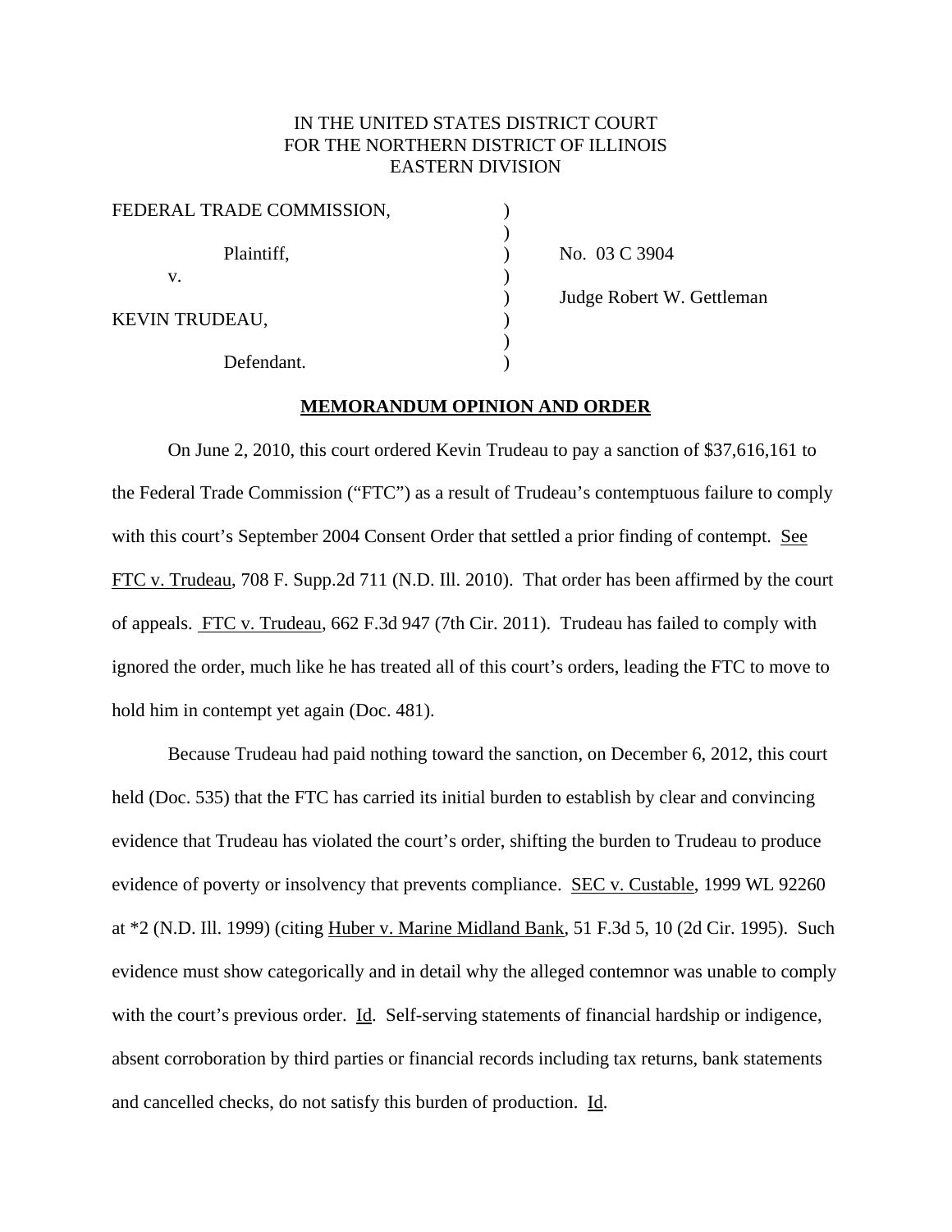IN THE UNITED STATES DISTRICT COURT
FOR THE NORTHERN DISTRICT OF ILLINOIS
EASTERN DIVISION

| | | |
|---|---|---|
| FEDERAL TRADE COMMISSION, | ) | |
| | ) | |
| Plaintiff, | ) | No. 03 C 3904 |
| v. | ) | |
| | ) | Judge Robert W. Gettleman |
| KEVIN TRUDEAU, | ) | |
| | ) | |
| Defendant. | ) | |

**MEMORANDUM OPINION AND ORDER**

On June 2, 2010, this court ordered Kevin Trudeau to pay a sanction of $37,616,161 to the Federal Trade Commission ("FTC") as a result of Trudeau's contemptuous failure to comply with this court's September 2004 Consent Order that settled a prior finding of contempt. See FTC v. Trudeau, 708 F. Supp.2d 711 (N.D. Ill. 2010). That order has been affirmed by the court of appeals. FTC v. Trudeau, 662 F.3d 947 (7th Cir. 2011). Trudeau has failed to comply with ignored the order, much like he has treated all of this court's orders, leading the FTC to move to hold him in contempt yet again (Doc. 481).

Because Trudeau had paid nothing toward the sanction, on December 6, 2012, this court held (Doc. 535) that the FTC has carried its initial burden to establish by clear and convincing evidence that Trudeau has violated the court's order, shifting the burden to Trudeau to produce evidence of poverty or insolvency that prevents compliance. SEC v. Custable, 1999 WL 92260 at *2 (N.D. Ill. 1999) (citing Huber v. Marine Midland Bank, 51 F.3d 5, 10 (2d Cir. 1995). Such evidence must show categorically and in detail why the alleged contemnor was unable to comply with the court's previous order. Id. Self-serving statements of financial hardship or indigence, absent corroboration by third parties or financial records including tax returns, bank statements and cancelled checks, do not satisfy this burden of production. Id.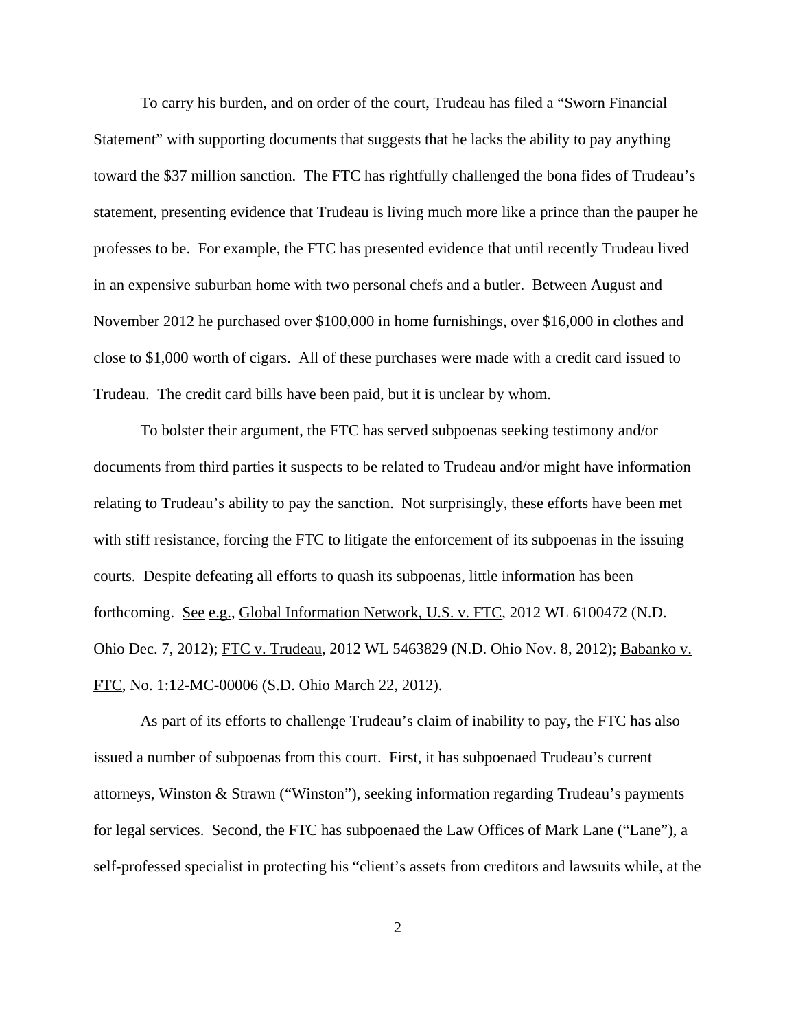To carry his burden, and on order of the court, Trudeau has filed a "Sworn Financial Statement" with supporting documents that suggests that he lacks the ability to pay anything toward the $37 million sanction. The FTC has rightfully challenged the bona fides of Trudeau's statement, presenting evidence that Trudeau is living much more like a prince than the pauper he professes to be. For example, the FTC has presented evidence that until recently Trudeau lived in an expensive suburban home with two personal chefs and a butler. Between August and November 2012 he purchased over $100,000 in home furnishings, over $16,000 in clothes and close to $1,000 worth of cigars. All of these purchases were made with a credit card issued to Trudeau. The credit card bills have been paid, but it is unclear by whom.

To bolster their argument, the FTC has served subpoenas seeking testimony and/or documents from third parties it suspects to be related to Trudeau and/or might have information relating to Trudeau's ability to pay the sanction. Not surprisingly, these efforts have been met with stiff resistance, forcing the FTC to litigate the enforcement of its subpoenas in the issuing courts. Despite defeating all efforts to quash its subpoenas, little information has been forthcoming. See e.g., Global Information Network, U.S. v. FTC, 2012 WL 6100472 (N.D. Ohio Dec. 7, 2012); FTC v. Trudeau, 2012 WL 5463829 (N.D. Ohio Nov. 8, 2012); Babanko v. FTC, No. 1:12-MC-00006 (S.D. Ohio March 22, 2012).

As part of its efforts to challenge Trudeau's claim of inability to pay, the FTC has also issued a number of subpoenas from this court. First, it has subpoenaed Trudeau's current attorneys, Winston & Strawn ("Winston"), seeking information regarding Trudeau's payments for legal services. Second, the FTC has subpoenaed the Law Offices of Mark Lane ("Lane"), a self-professed specialist in protecting his "client's assets from creditors and lawsuits while, at the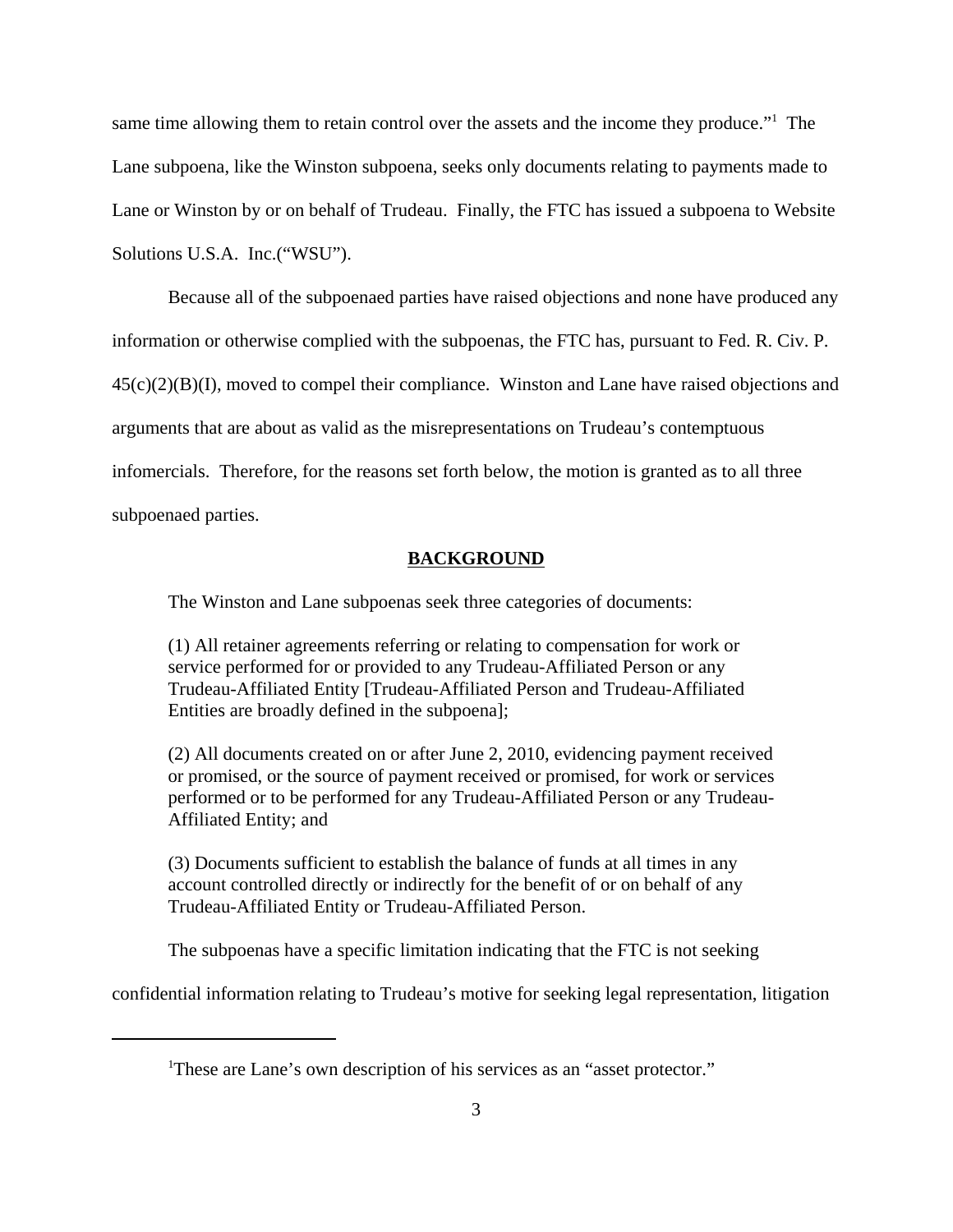same time allowing them to retain control over the assets and the income they produce."[1] The Lane subpoena, like the Winston subpoena, seeks only documents relating to payments made to Lane or Winston by or on behalf of Trudeau. Finally, the FTC has issued a subpoena to Website Solutions U.S.A. Inc.("WSU").

Because all of the subpoenaed parties have raised objections and none have produced any information or otherwise complied with the subpoenas, the FTC has, pursuant to Fed. R. Civ. P. 45(c)(2)(B)(I), moved to compel their compliance. Winston and Lane have raised objections and arguments that are about as valid as the misrepresentations on Trudeau's contemptuous infomercials. Therefore, for the reasons set forth below, the motion is granted as to all three subpoenaed parties.

## BACKGROUND

The Winston and Lane subpoenas seek three categories of documents:

> (1) All retainer agreements referring or relating to compensation for work or service performed for or provided to any Trudeau-Affiliated Person or any Trudeau-Affiliated Entity [Trudeau-Affiliated Person and Trudeau-Affiliated Entities are broadly defined in the subpoena];
>
> (2) All documents created on or after June 2, 2010, evidencing payment received or promised, or the source of payment received or promised, for work or services performed or to be performed for any Trudeau-Affiliated Person or any Trudeau-Affiliated Entity; and
>
> (3) Documents sufficient to establish the balance of funds at all times in any account controlled directly or indirectly for the benefit of or on behalf of any Trudeau-Affiliated Entity or Trudeau-Affiliated Person.

The subpoenas have a specific limitation indicating that the FTC is not seeking confidential information relating to Trudeau's motive for seeking legal representation, litigation

---

[1] These are Lane's own description of his services as an "asset protector."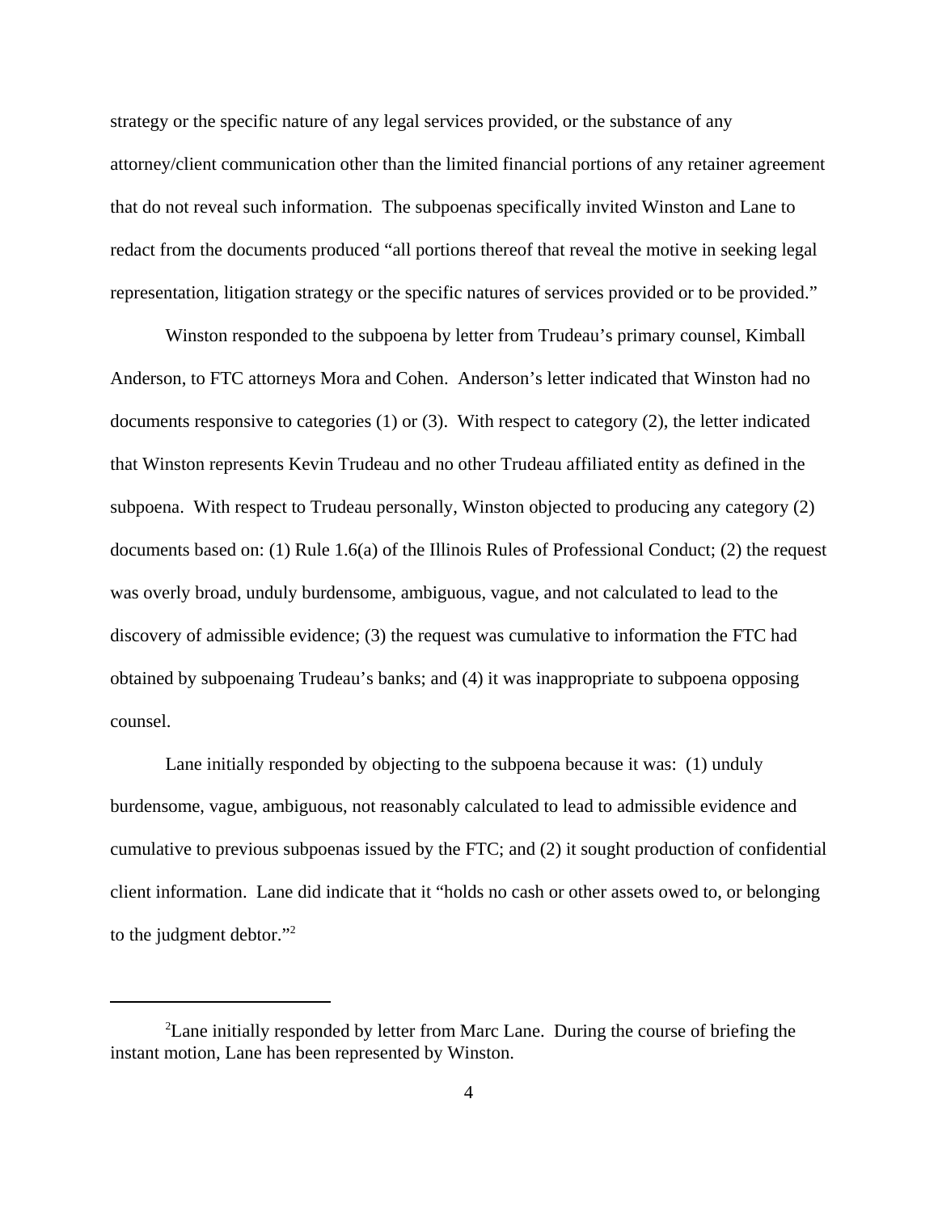strategy or the specific nature of any legal services provided, or the substance of any attorney/client communication other than the limited financial portions of any retainer agreement that do not reveal such information. The subpoenas specifically invited Winston and Lane to redact from the documents produced "all portions thereof that reveal the motive in seeking legal representation, litigation strategy or the specific natures of services provided or to be provided."

Winston responded to the subpoena by letter from Trudeau's primary counsel, Kimball Anderson, to FTC attorneys Mora and Cohen. Anderson's letter indicated that Winston had no documents responsive to categories (1) or (3). With respect to category (2), the letter indicated that Winston represents Kevin Trudeau and no other Trudeau affiliated entity as defined in the subpoena. With respect to Trudeau personally, Winston objected to producing any category (2) documents based on: (1) Rule 1.6(a) of the Illinois Rules of Professional Conduct; (2) the request was overly broad, unduly burdensome, ambiguous, vague, and not calculated to lead to the discovery of admissible evidence; (3) the request was cumulative to information the FTC had obtained by subpoenaing Trudeau's banks; and (4) it was inappropriate to subpoena opposing counsel.

Lane initially responded by objecting to the subpoena because it was: (1) unduly burdensome, vague, ambiguous, not reasonably calculated to lead to admissible evidence and cumulative to previous subpoenas issued by the FTC; and (2) it sought production of confidential client information. Lane did indicate that it "holds no cash or other assets owed to, or belonging to the judgment debtor."[2]

---

[2]Lane initially responded by letter from Marc Lane. During the course of briefing the instant motion, Lane has been represented by Winston.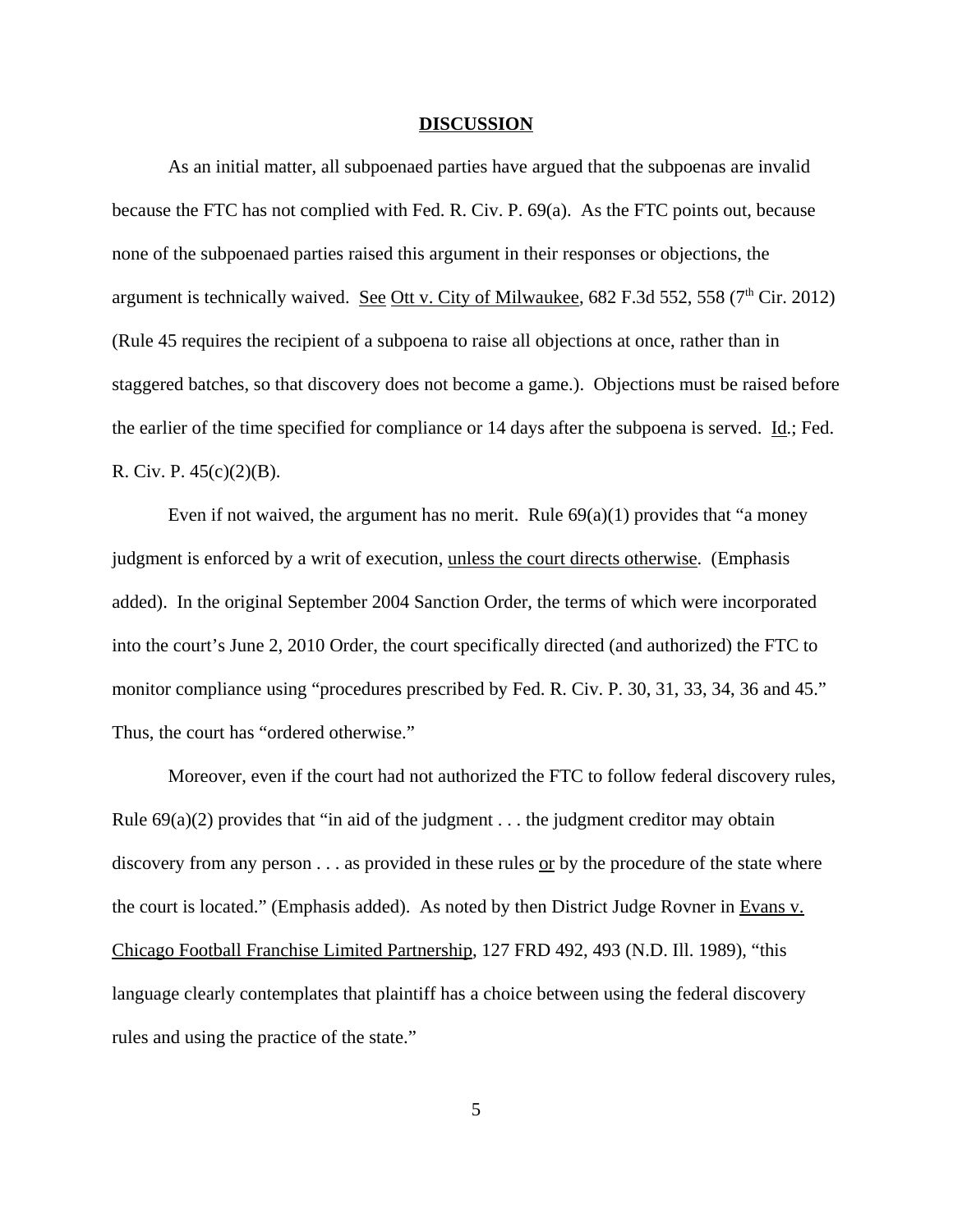## **DISCUSSION**

As an initial matter, all subpoenaed parties have argued that the subpoenas are invalid because the FTC has not complied with Fed. R. Civ. P. 69(a). As the FTC points out, because none of the subpoenaed parties raised this argument in their responses or objections, the argument is technically waived. See Ott v. City of Milwaukee, 682 F.3d 552, 558 (7th Cir. 2012) (Rule 45 requires the recipient of a subpoena to raise all objections at once, rather than in staggered batches, so that discovery does not become a game.). Objections must be raised before the earlier of the time specified for compliance or 14 days after the subpoena is served. Id.; Fed. R. Civ. P. 45(c)(2)(B).

Even if not waived, the argument has no merit. Rule 69(a)(1) provides that "a money judgment is enforced by a writ of execution, unless the court directs otherwise. (Emphasis added). In the original September 2004 Sanction Order, the terms of which were incorporated into the court's June 2, 2010 Order, the court specifically directed (and authorized) the FTC to monitor compliance using "procedures prescribed by Fed. R. Civ. P. 30, 31, 33, 34, 36 and 45." Thus, the court has "ordered otherwise."

Moreover, even if the court had not authorized the FTC to follow federal discovery rules, Rule 69(a)(2) provides that "in aid of the judgment . . . the judgment creditor may obtain discovery from any person . . . as provided in these rules or by the procedure of the state where the court is located." (Emphasis added). As noted by then District Judge Rovner in Evans v. Chicago Football Franchise Limited Partnership, 127 FRD 492, 493 (N.D. Ill. 1989), "this language clearly contemplates that plaintiff has a choice between using the federal discovery rules and using the practice of the state."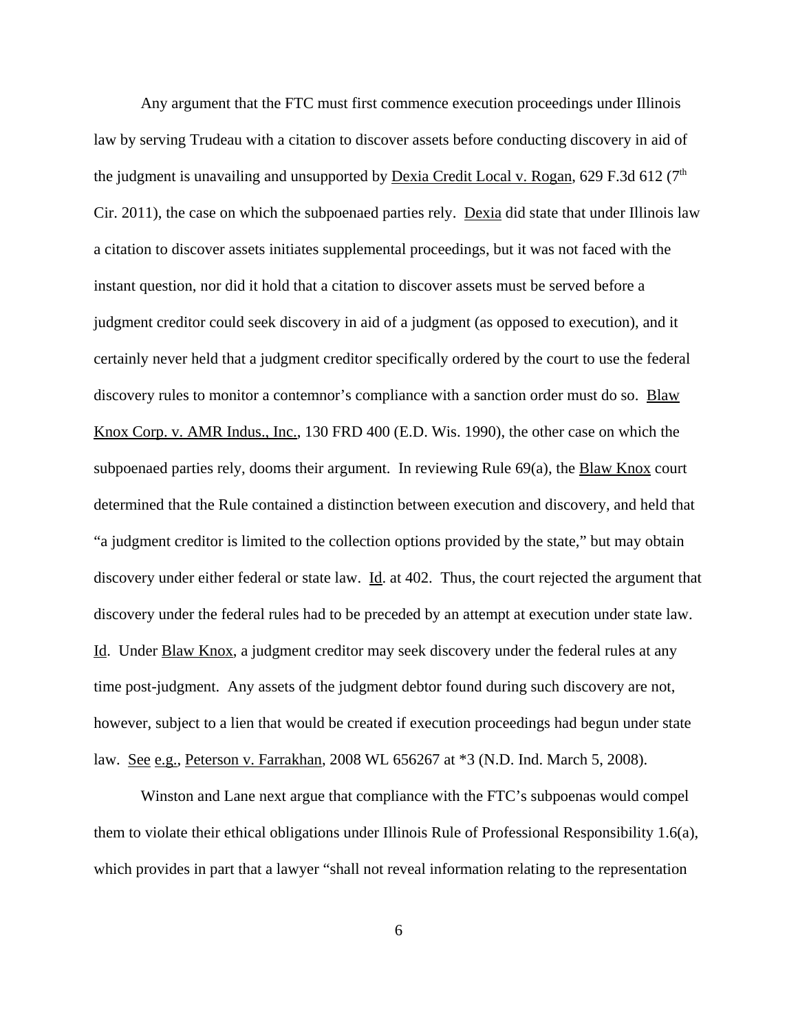Any argument that the FTC must first commence execution proceedings under Illinois law by serving Trudeau with a citation to discover assets before conducting discovery in aid of the judgment is unavailing and unsupported by Dexia Credit Local v. Rogan, 629 F.3d 612 (7th Cir. 2011), the case on which the subpoenaed parties rely. Dexia did state that under Illinois law a citation to discover assets initiates supplemental proceedings, but it was not faced with the instant question, nor did it hold that a citation to discover assets must be served before a judgment creditor could seek discovery in aid of a judgment (as opposed to execution), and it certainly never held that a judgment creditor specifically ordered by the court to use the federal discovery rules to monitor a contemnor's compliance with a sanction order must do so. Blaw Knox Corp. v. AMR Indus., Inc., 130 FRD 400 (E.D. Wis. 1990), the other case on which the subpoenaed parties rely, dooms their argument. In reviewing Rule 69(a), the Blaw Knox court determined that the Rule contained a distinction between execution and discovery, and held that "a judgment creditor is limited to the collection options provided by the state," but may obtain discovery under either federal or state law. Id. at 402. Thus, the court rejected the argument that discovery under the federal rules had to be preceded by an attempt at execution under state law. Id. Under Blaw Knox, a judgment creditor may seek discovery under the federal rules at any time post-judgment. Any assets of the judgment debtor found during such discovery are not, however, subject to a lien that would be created if execution proceedings had begun under state law. See e.g., Peterson v. Farrakhan, 2008 WL 656267 at *3 (N.D. Ind. March 5, 2008).

Winston and Lane next argue that compliance with the FTC's subpoenas would compel them to violate their ethical obligations under Illinois Rule of Professional Responsibility 1.6(a), which provides in part that a lawyer "shall not reveal information relating to the representation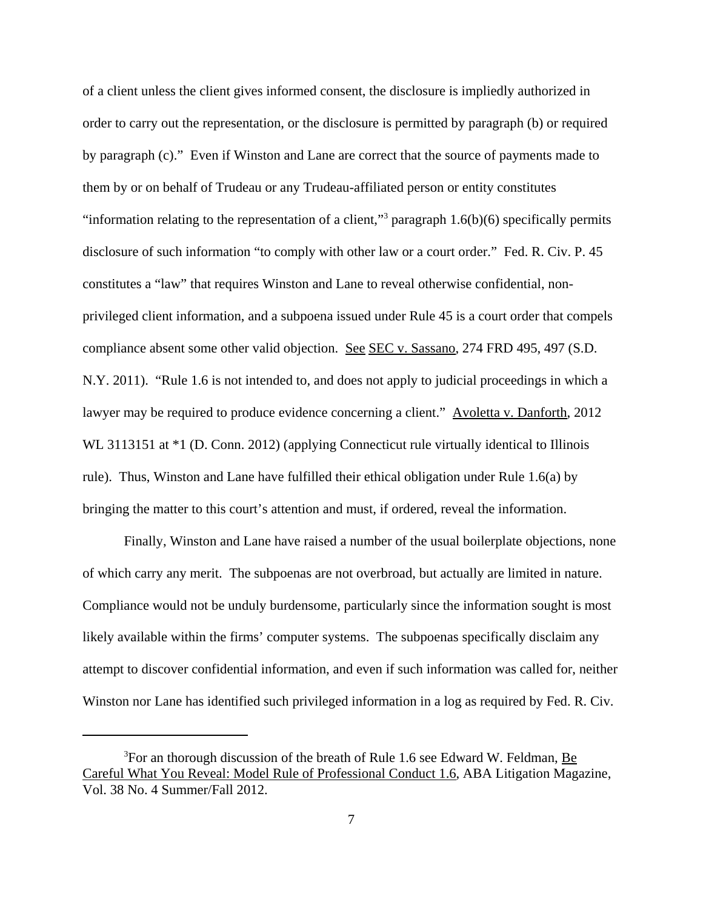of a client unless the client gives informed consent, the disclosure is impliedly authorized in order to carry out the representation, or the disclosure is permitted by paragraph (b) or required by paragraph (c)." Even if Winston and Lane are correct that the source of payments made to them by or on behalf of Trudeau or any Trudeau-affiliated person or entity constitutes "information relating to the representation of a client,"[3] paragraph 1.6(b)(6) specifically permits disclosure of such information "to comply with other law or a court order." Fed. R. Civ. P. 45 constitutes a "law" that requires Winston and Lane to reveal otherwise confidential, non-privileged client information, and a subpoena issued under Rule 45 is a court order that compels compliance absent some other valid objection. See SEC v. Sassano, 274 FRD 495, 497 (S.D. N.Y. 2011). "Rule 1.6 is not intended to, and does not apply to judicial proceedings in which a lawyer may be required to produce evidence concerning a client." Avoletta v. Danforth, 2012 WL 3113151 at *1 (D. Conn. 2012) (applying Connecticut rule virtually identical to Illinois rule). Thus, Winston and Lane have fulfilled their ethical obligation under Rule 1.6(a) by bringing the matter to this court's attention and must, if ordered, reveal the information.

Finally, Winston and Lane have raised a number of the usual boilerplate objections, none of which carry any merit. The subpoenas are not overbroad, but actually are limited in nature. Compliance would not be unduly burdensome, particularly since the information sought is most likely available within the firms' computer systems. The subpoenas specifically disclaim any attempt to discover confidential information, and even if such information was called for, neither Winston nor Lane has identified such privileged information in a log as required by Fed. R. Civ.

[3]For an thorough discussion of the breath of Rule 1.6 see Edward W. Feldman, Be Careful What You Reveal: Model Rule of Professional Conduct 1.6, ABA Litigation Magazine, Vol. 38 No. 4 Summer/Fall 2012.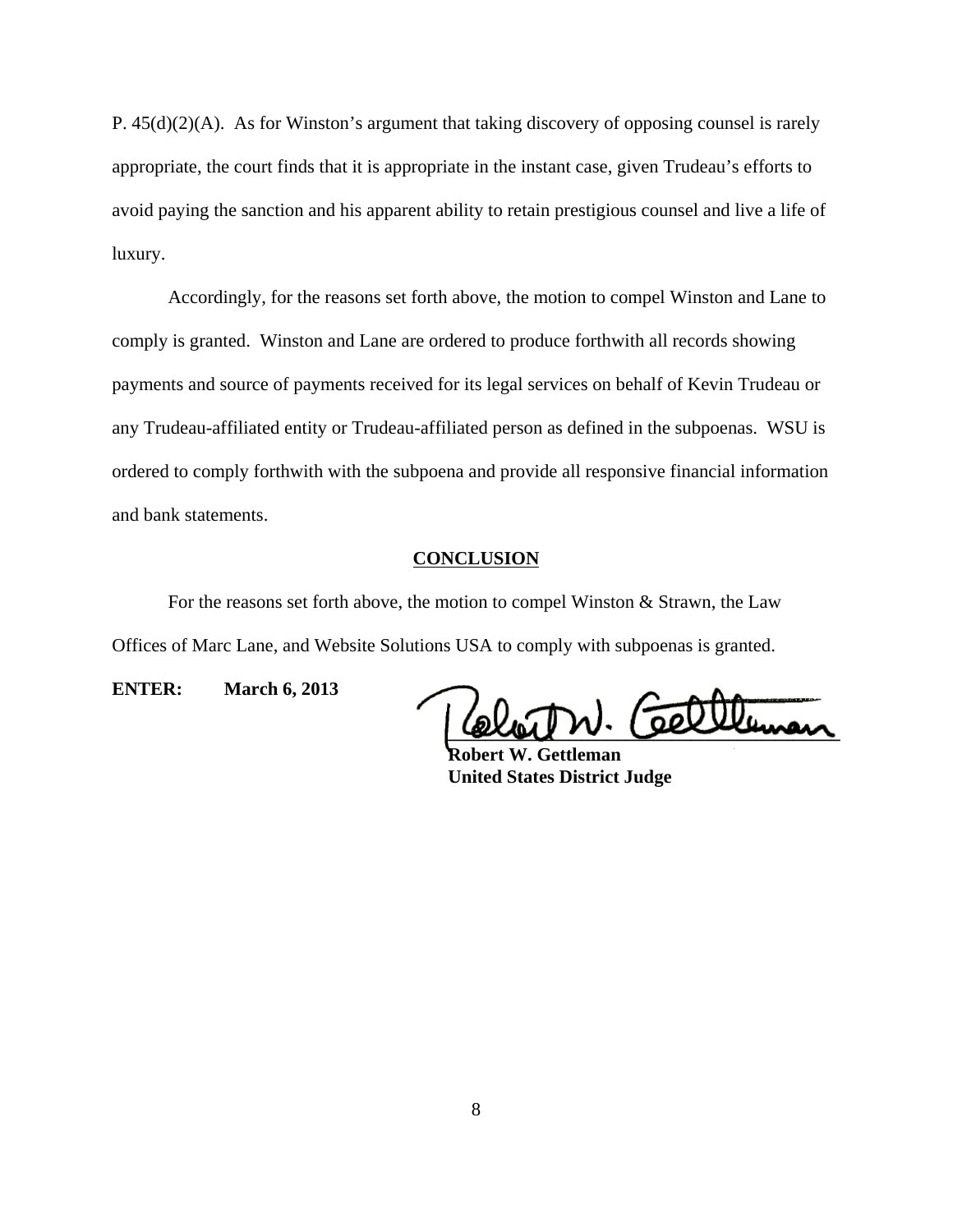P. 45(d)(2)(A). As for Winston's argument that taking discovery of opposing counsel is rarely appropriate, the court finds that it is appropriate in the instant case, given Trudeau's efforts to avoid paying the sanction and his apparent ability to retain prestigious counsel and live a life of luxury.

Accordingly, for the reasons set forth above, the motion to compel Winston and Lane to comply is granted. Winston and Lane are ordered to produce forthwith all records showing payments and source of payments received for its legal services on behalf of Kevin Trudeau or any Trudeau-affiliated entity or Trudeau-affiliated person as defined in the subpoenas. WSU is ordered to comply forthwith with the subpoena and provide all responsive financial information and bank statements.

## CONCLUSION

For the reasons set forth above, the motion to compel Winston & Strawn, the Law Offices of Marc Lane, and Website Solutions USA to comply with subpoenas is granted.

**ENTER: March 6, 2013**

**Robert W. Gettleman**
**United States District Judge**